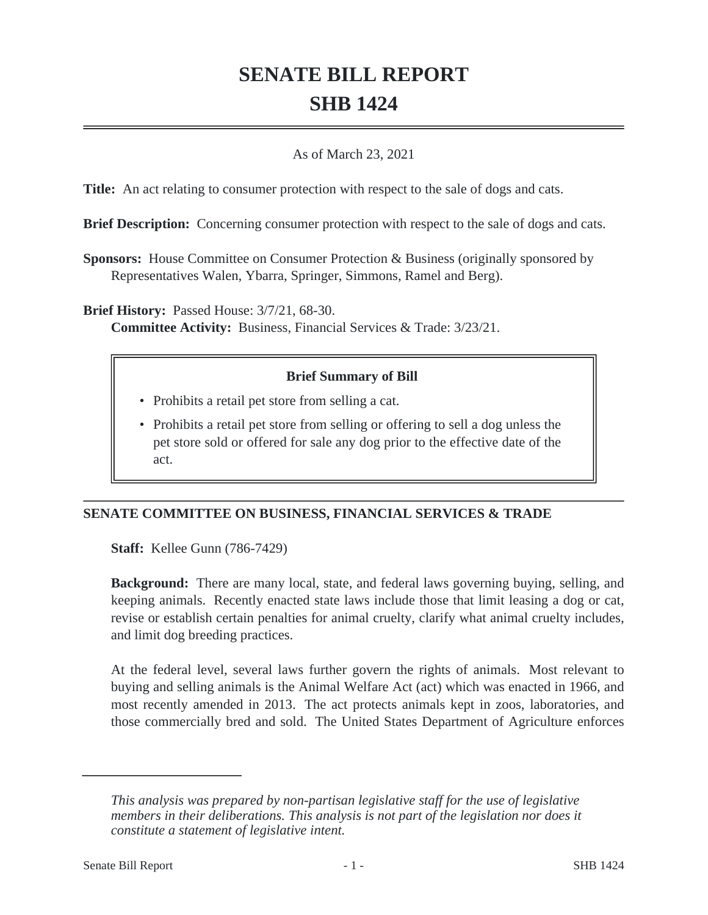# SENATE BILL REPORT
# SHB 1424

As of March 23, 2021

**Title:** An act relating to consumer protection with respect to the sale of dogs and cats.

**Brief Description:** Concerning consumer protection with respect to the sale of dogs and cats.

**Sponsors:** House Committee on Consumer Protection & Business (originally sponsored by Representatives Walen, Ybarra, Springer, Simmons, Ramel and Berg).

**Brief History:** Passed House: 3/7/21, 68-30.
**Committee Activity:** Business, Financial Services & Trade: 3/23/21.

> **Brief Summary of Bill**
>
> - Prohibits a retail pet store from selling a cat.
> - Prohibits a retail pet store from selling or offering to sell a dog unless the pet store sold or offered for sale any dog prior to the effective date of the act.

## SENATE COMMITTEE ON BUSINESS, FINANCIAL SERVICES & TRADE

**Staff:** Kellee Gunn (786-7429)

**Background:** There are many local, state, and federal laws governing buying, selling, and keeping animals. Recently enacted state laws include those that limit leasing a dog or cat, revise or establish certain penalties for animal cruelty, clarify what animal cruelty includes, and limit dog breeding practices.

At the federal level, several laws further govern the rights of animals. Most relevant to buying and selling animals is the Animal Welfare Act (act) which was enacted in 1966, and most recently amended in 2013. The act protects animals kept in zoos, laboratories, and those commercially bred and sold. The United States Department of Agriculture enforces

---

*This analysis was prepared by non-partisan legislative staff for the use of legislative members in their deliberations. This analysis is not part of the legislation nor does it constitute a statement of legislative intent.*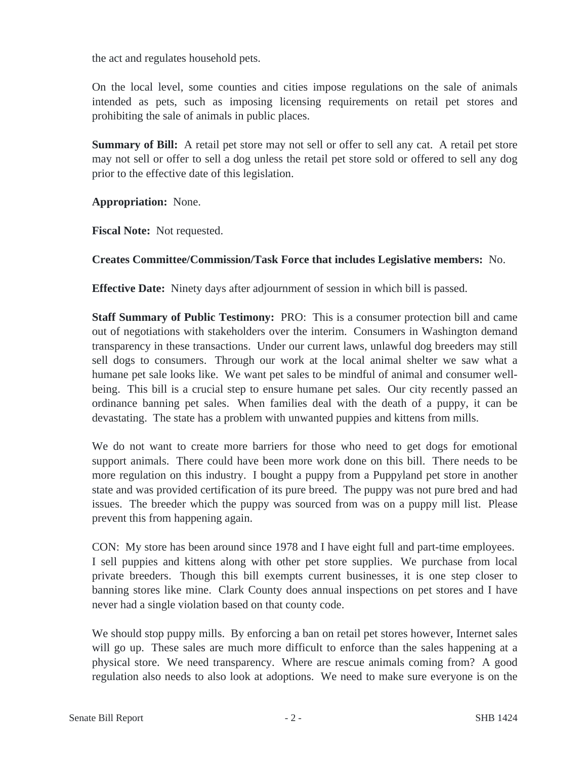the act and regulates household pets.

On the local level, some counties and cities impose regulations on the sale of animals intended as pets, such as imposing licensing requirements on retail pet stores and prohibiting the sale of animals in public places.

**Summary of Bill:** A retail pet store may not sell or offer to sell any cat. A retail pet store may not sell or offer to sell a dog unless the retail pet store sold or offered to sell any dog prior to the effective date of this legislation.

**Appropriation:** None.

**Fiscal Note:** Not requested.

**Creates Committee/Commission/Task Force that includes Legislative members:** No.

**Effective Date:** Ninety days after adjournment of session in which bill is passed.

**Staff Summary of Public Testimony:** PRO: This is a consumer protection bill and came out of negotiations with stakeholders over the interim. Consumers in Washington demand transparency in these transactions. Under our current laws, unlawful dog breeders may still sell dogs to consumers. Through our work at the local animal shelter we saw what a humane pet sale looks like. We want pet sales to be mindful of animal and consumer well-being. This bill is a crucial step to ensure humane pet sales. Our city recently passed an ordinance banning pet sales. When families deal with the death of a puppy, it can be devastating. The state has a problem with unwanted puppies and kittens from mills.

We do not want to create more barriers for those who need to get dogs for emotional support animals. There could have been more work done on this bill. There needs to be more regulation on this industry. I bought a puppy from a Puppyland pet store in another state and was provided certification of its pure breed. The puppy was not pure bred and had issues. The breeder which the puppy was sourced from was on a puppy mill list. Please prevent this from happening again.

CON: My store has been around since 1978 and I have eight full and part-time employees. I sell puppies and kittens along with other pet store supplies. We purchase from local private breeders. Though this bill exempts current businesses, it is one step closer to banning stores like mine. Clark County does annual inspections on pet stores and I have never had a single violation based on that county code.

We should stop puppy mills. By enforcing a ban on retail pet stores however, Internet sales will go up. These sales are much more difficult to enforce than the sales happening at a physical store. We need transparency. Where are rescue animals coming from? A good regulation also needs to also look at adoptions. We need to make sure everyone is on the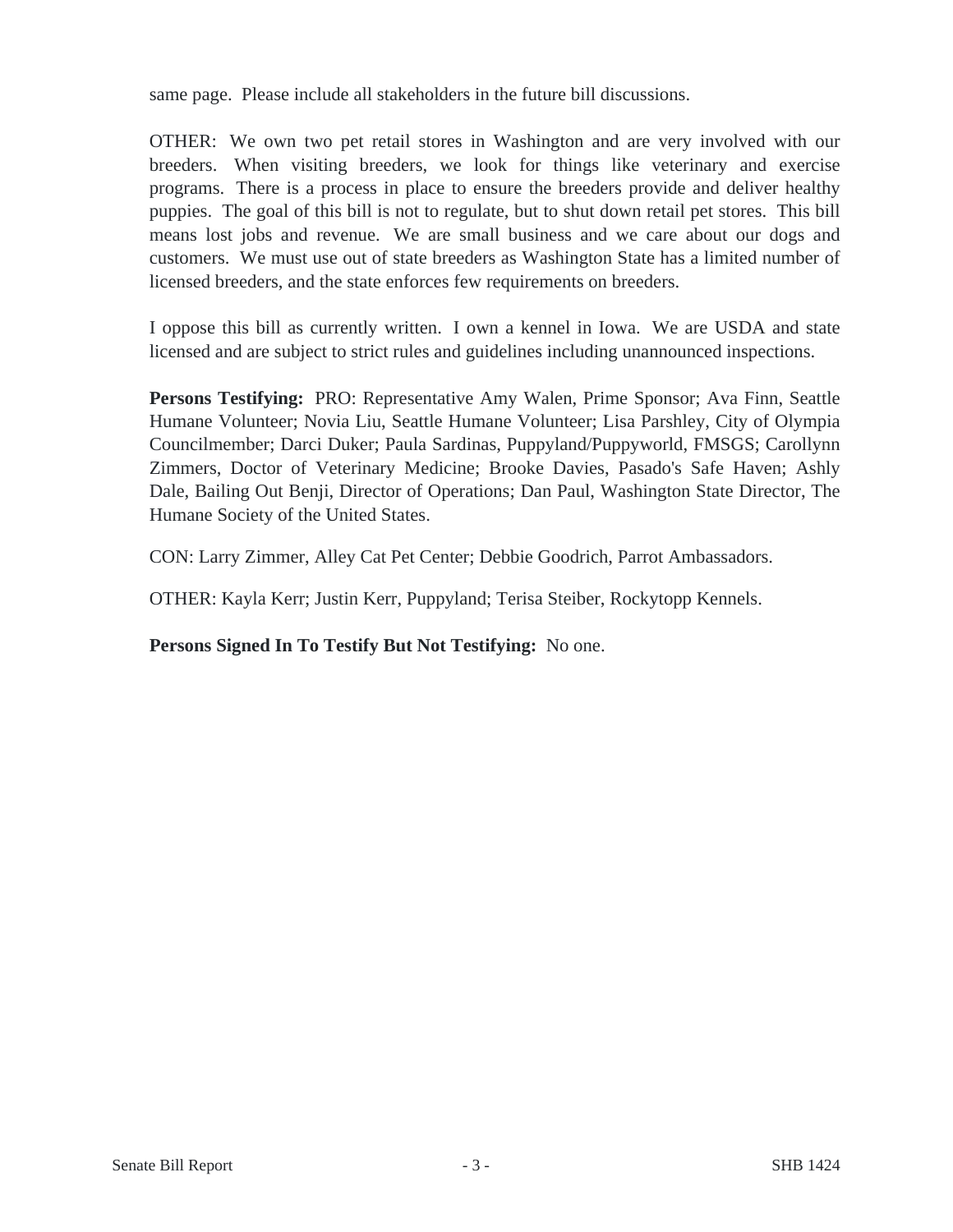same page. Please include all stakeholders in the future bill discussions.

OTHER: We own two pet retail stores in Washington and are very involved with our breeders. When visiting breeders, we look for things like veterinary and exercise programs. There is a process in place to ensure the breeders provide and deliver healthy puppies. The goal of this bill is not to regulate, but to shut down retail pet stores. This bill means lost jobs and revenue. We are small business and we care about our dogs and customers. We must use out of state breeders as Washington State has a limited number of licensed breeders, and the state enforces few requirements on breeders.

I oppose this bill as currently written. I own a kennel in Iowa. We are USDA and state licensed and are subject to strict rules and guidelines including unannounced inspections.

**Persons Testifying:** PRO: Representative Amy Walen, Prime Sponsor; Ava Finn, Seattle Humane Volunteer; Novia Liu, Seattle Humane Volunteer; Lisa Parshley, City of Olympia Councilmember; Darci Duker; Paula Sardinas, Puppyland/Puppyworld, FMSGS; Carollynn Zimmers, Doctor of Veterinary Medicine; Brooke Davies, Pasado's Safe Haven; Ashly Dale, Bailing Out Benji, Director of Operations; Dan Paul, Washington State Director, The Humane Society of the United States.

CON: Larry Zimmer, Alley Cat Pet Center; Debbie Goodrich, Parrot Ambassadors.

OTHER: Kayla Kerr; Justin Kerr, Puppyland; Terisa Steiber, Rockytopp Kennels.

**Persons Signed In To Testify But Not Testifying:** No one.